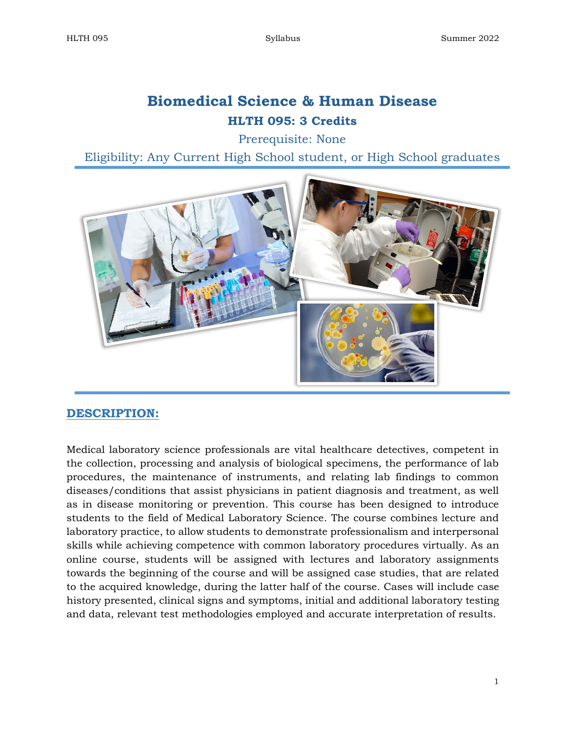# Biomedical Science & Human Disease

## HLTH 095: 3 Credits

Prerequisite: None

Eligibility: Any Current High School student, or High School graduates

## DESCRIPTION:

Medical laboratory science professionals are vital healthcare detectives, competent in the collection, processing and analysis of biological specimens, the performance of lab procedures, the maintenance of instruments, and relating lab findings to common diseases/conditions that assist physicians in patient diagnosis and treatment, as well as in disease monitoring or prevention. This course has been designed to introduce students to the field of Medical Laboratory Science. The course combines lecture and laboratory practice, to allow students to demonstrate professionalism and interpersonal skills while achieving competence with common laboratory procedures virtually. As an online course, students will be assigned with lectures and laboratory assignments towards the beginning of the course and will be assigned case studies, that are related to the acquired knowledge, during the latter half of the course. Cases will include case history presented, clinical signs and symptoms, initial and additional laboratory testing and data, relevant test methodologies employed and accurate interpretation of results.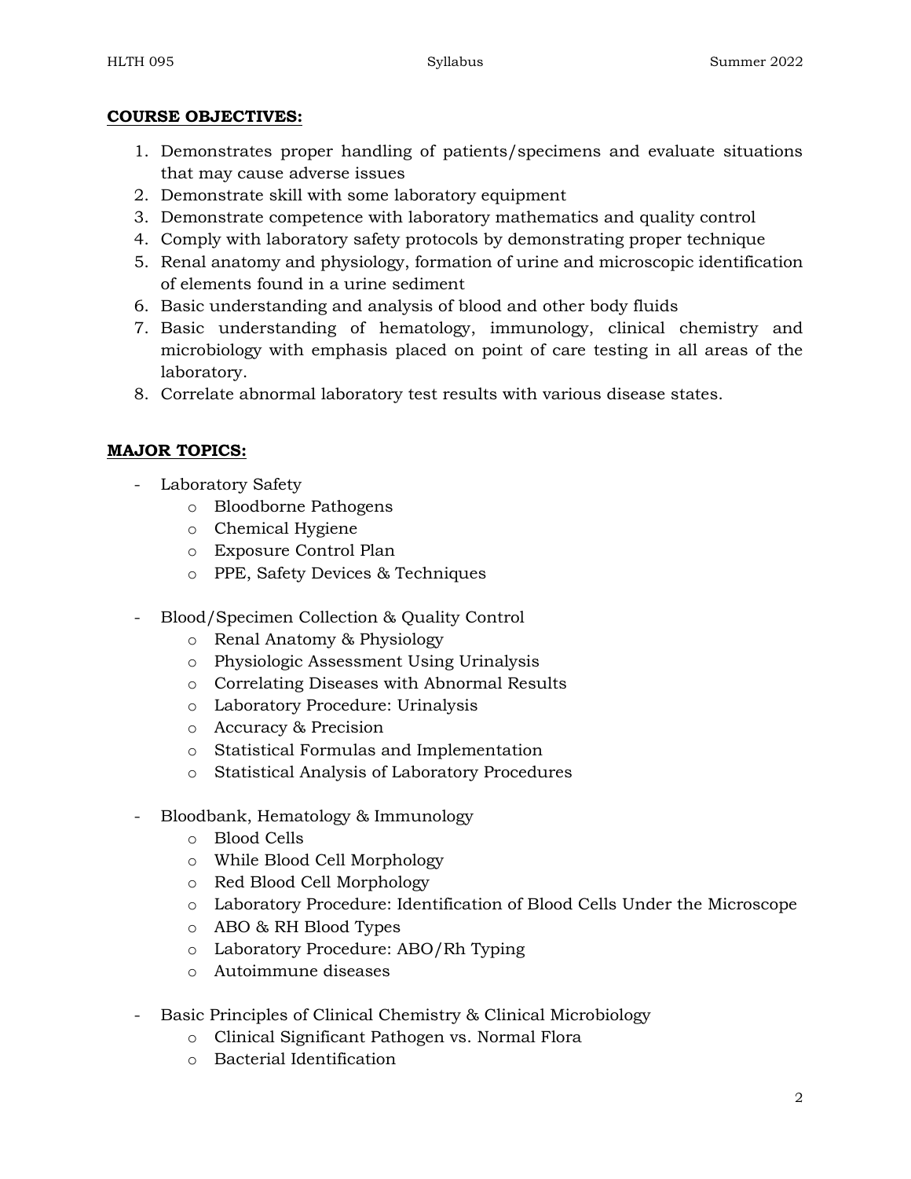**COURSE OBJECTIVES:**

1. Demonstrates proper handling of patients/specimens and evaluate situations that may cause adverse issues
2. Demonstrate skill with some laboratory equipment
3. Demonstrate competence with laboratory mathematics and quality control
4. Comply with laboratory safety protocols by demonstrating proper technique
5. Renal anatomy and physiology, formation of urine and microscopic identification of elements found in a urine sediment
6. Basic understanding and analysis of blood and other body fluids
7. Basic understanding of hematology, immunology, clinical chemistry and microbiology with emphasis placed on point of care testing in all areas of the laboratory.
8. Correlate abnormal laboratory test results with various disease states.

**MAJOR TOPICS:**

- Laboratory Safety
  - Bloodborne Pathogens
  - Chemical Hygiene
  - Exposure Control Plan
  - PPE, Safety Devices & Techniques

- Blood/Specimen Collection & Quality Control
  - Renal Anatomy & Physiology
  - Physiologic Assessment Using Urinalysis
  - Correlating Diseases with Abnormal Results
  - Laboratory Procedure: Urinalysis
  - Accuracy & Precision
  - Statistical Formulas and Implementation
  - Statistical Analysis of Laboratory Procedures

- Bloodbank, Hematology & Immunology
  - Blood Cells
  - While Blood Cell Morphology
  - Red Blood Cell Morphology
  - Laboratory Procedure: Identification of Blood Cells Under the Microscope
  - ABO & RH Blood Types
  - Laboratory Procedure: ABO/Rh Typing
  - Autoimmune diseases

- Basic Principles of Clinical Chemistry & Clinical Microbiology
  - Clinical Significant Pathogen vs. Normal Flora
  - Bacterial Identification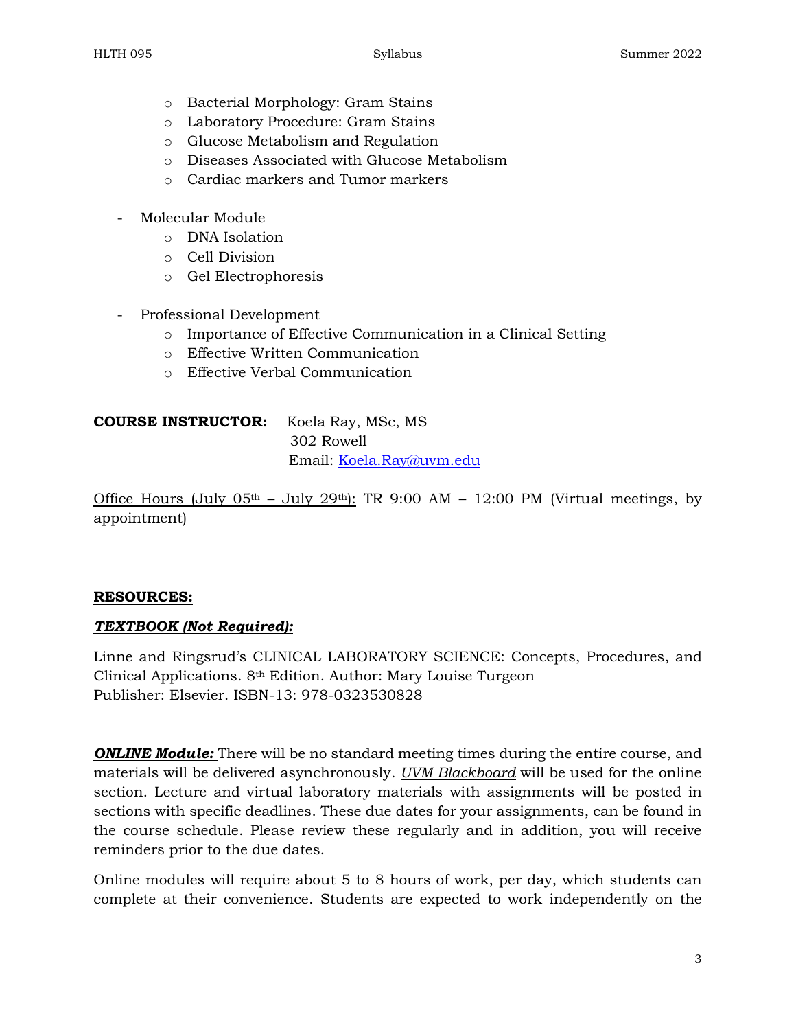- Bacterial Morphology: Gram Stains
  - Laboratory Procedure: Gram Stains
  - Glucose Metabolism and Regulation
  - Diseases Associated with Glucose Metabolism
  - Cardiac markers and Tumor markers

- Molecular Module
  - DNA Isolation
  - Cell Division
  - Gel Electrophoresis

- Professional Development
  - Importance of Effective Communication in a Clinical Setting
  - Effective Written Communication
  - Effective Verbal Communication

**COURSE INSTRUCTOR:** Koela Ray, MSc, MS
302 Rowell
Email: Koela.Ray@uvm.edu

Office Hours (July 05th – July 29th): TR 9:00 AM – 12:00 PM (Virtual meetings, by appointment)

**RESOURCES:**

***TEXTBOOK (Not Required):***

Linne and Ringsrud's CLINICAL LABORATORY SCIENCE: Concepts, Procedures, and Clinical Applications. 8th Edition. Author: Mary Louise Turgeon
Publisher: Elsevier. ISBN-13: 978-0323530828

***ONLINE Module:*** There will be no standard meeting times during the entire course, and materials will be delivered asynchronously. *UVM Blackboard* will be used for the online section. Lecture and virtual laboratory materials with assignments will be posted in sections with specific deadlines. These due dates for your assignments, can be found in the course schedule. Please review these regularly and in addition, you will receive reminders prior to the due dates.

Online modules will require about 5 to 8 hours of work, per day, which students can complete at their convenience. Students are expected to work independently on the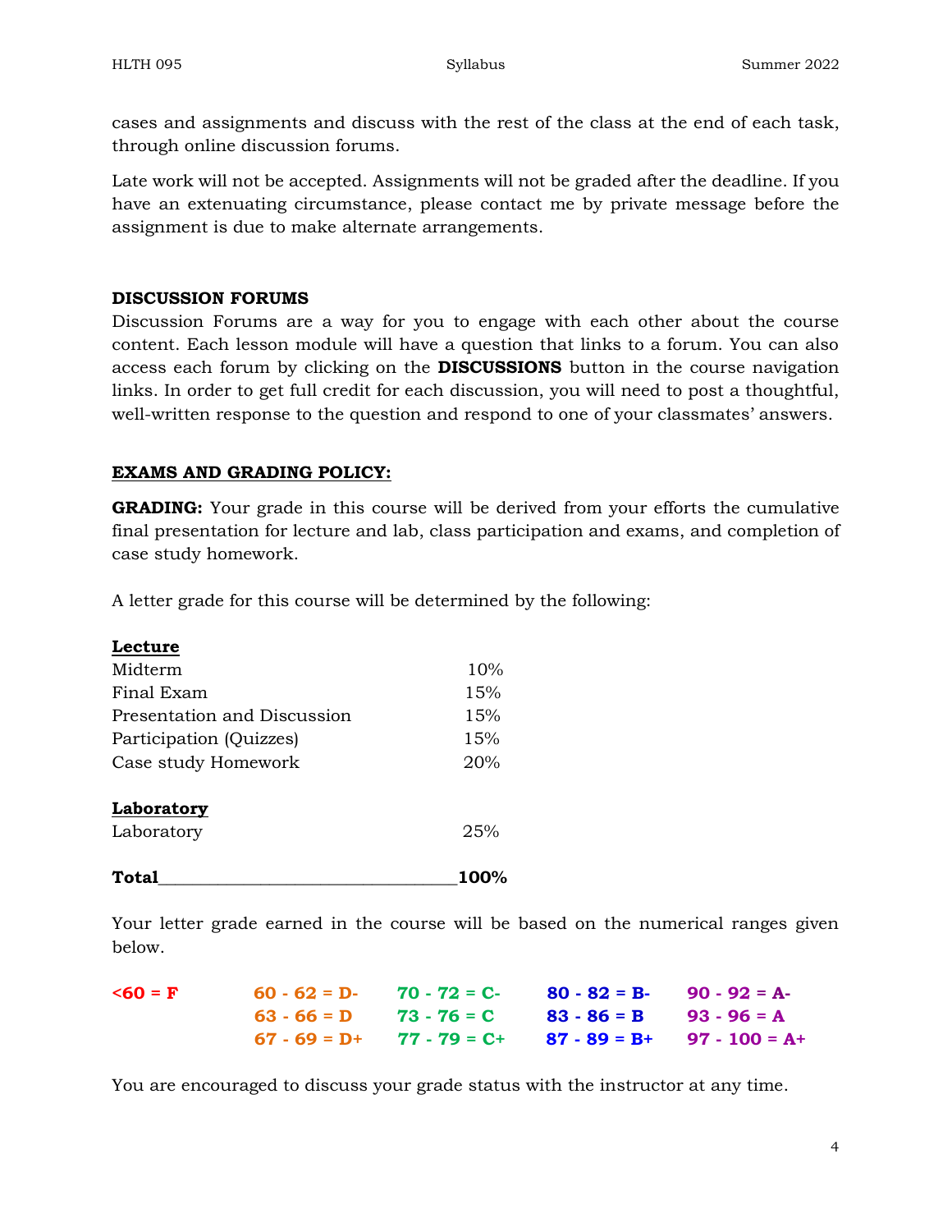cases and assignments and discuss with the rest of the class at the end of each task, through online discussion forums.

Late work will not be accepted. Assignments will not be graded after the deadline. If you have an extenuating circumstance, please contact me by private message before the assignment is due to make alternate arrangements.

**DISCUSSION FORUMS**

Discussion Forums are a way for you to engage with each other about the course content. Each lesson module will have a question that links to a forum. You can also access each forum by clicking on the **DISCUSSIONS** button in the course navigation links. In order to get full credit for each discussion, you will need to post a thoughtful, well-written response to the question and respond to one of your classmates' answers.

**EXAMS AND GRADING POLICY:**

**GRADING:** Your grade in this course will be derived from your efforts the cumulative final presentation for lecture and lab, class participation and exams, and completion of case study homework.

A letter grade for this course will be determined by the following:

| **Lecture** | |
|---|---|
| Midterm | 10% |
| Final Exam | 15% |
| Presentation and Discussion | 15% |
| Participation (Quizzes) | 15% |
| Case study Homework | 20% |
| **Laboratory** | |
| Laboratory | 25% |
| **Total** | **100%** |

Your letter grade earned in the course will be based on the numerical ranges given below.

| | | | | |
|---|---|---|---|---|
| **<60 = F** | **60 - 62 = D-** | **70 - 72 = C-** | **80 - 82 = B-** | **90 - 92 = A-** |
| | **63 - 66 = D** | **73 - 76 = C** | **83 - 86 = B** | **93 - 96 = A** |
| | **67 - 69 = D+** | **77 - 79 = C+** | **87 - 89 = B+** | **97 - 100 = A+** |

You are encouraged to discuss your grade status with the instructor at any time.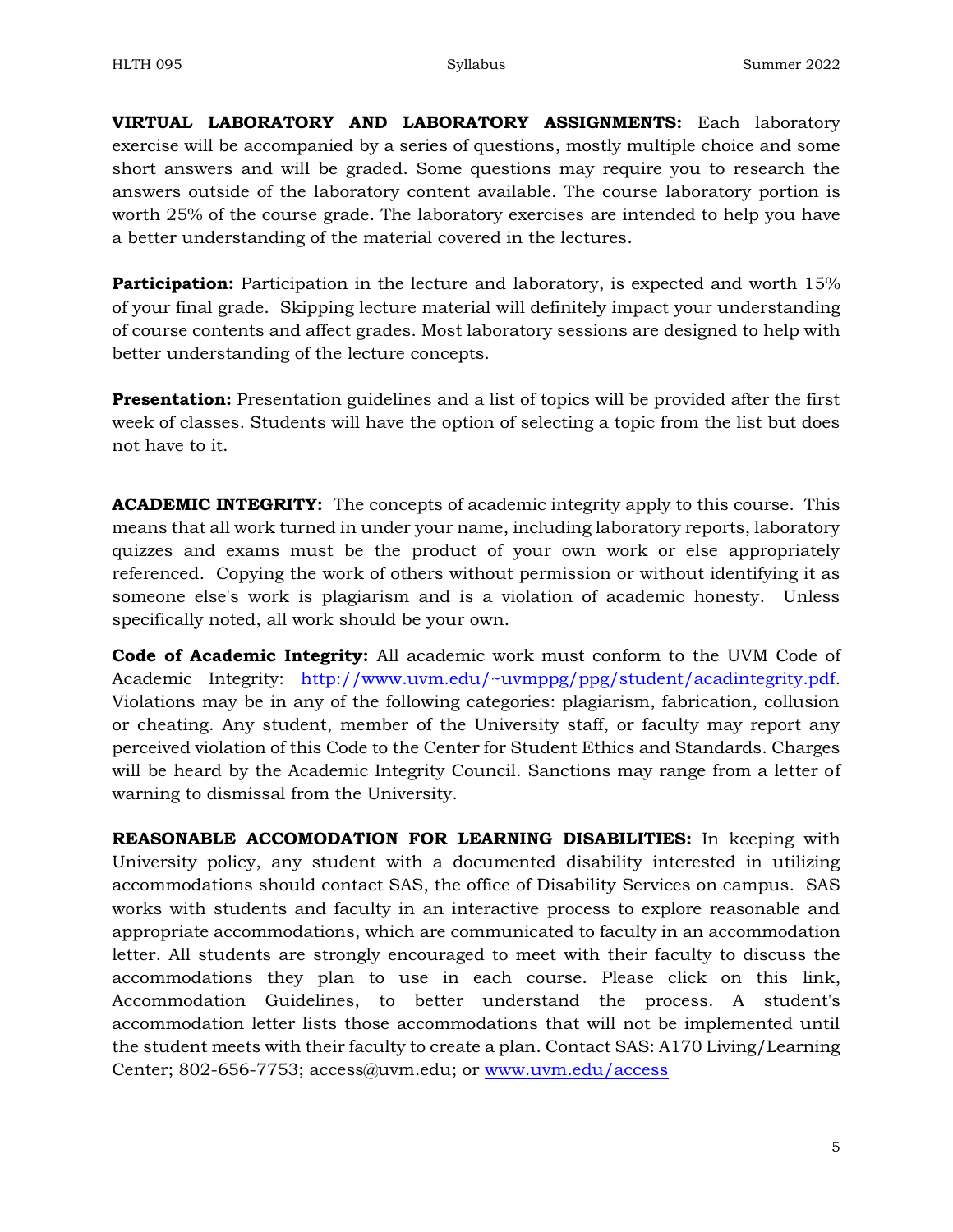**VIRTUAL LABORATORY AND LABORATORY ASSIGNMENTS:** Each laboratory exercise will be accompanied by a series of questions, mostly multiple choice and some short answers and will be graded. Some questions may require you to research the answers outside of the laboratory content available. The course laboratory portion is worth 25% of the course grade. The laboratory exercises are intended to help you have a better understanding of the material covered in the lectures.

**Participation:** Participation in the lecture and laboratory, is expected and worth 15% of your final grade. Skipping lecture material will definitely impact your understanding of course contents and affect grades. Most laboratory sessions are designed to help with better understanding of the lecture concepts.

**Presentation:** Presentation guidelines and a list of topics will be provided after the first week of classes. Students will have the option of selecting a topic from the list but does not have to it.

**ACADEMIC INTEGRITY:** The concepts of academic integrity apply to this course. This means that all work turned in under your name, including laboratory reports, laboratory quizzes and exams must be the product of your own work or else appropriately referenced. Copying the work of others without permission or without identifying it as someone else's work is plagiarism and is a violation of academic honesty. Unless specifically noted, all work should be your own.

**Code of Academic Integrity:** All academic work must conform to the UVM Code of Academic Integrity: [http://www.uvm.edu/~uvmppg/ppg/student/acadintegrity.pdf](http://www.uvm.edu/~uvmppg/ppg/student/acadintegrity.pdf). Violations may be in any of the following categories: plagiarism, fabrication, collusion or cheating. Any student, member of the University staff, or faculty may report any perceived violation of this Code to the Center for Student Ethics and Standards. Charges will be heard by the Academic Integrity Council. Sanctions may range from a letter of warning to dismissal from the University.

**REASONABLE ACCOMODATION FOR LEARNING DISABILITIES:** In keeping with University policy, any student with a documented disability interested in utilizing accommodations should contact SAS, the office of Disability Services on campus. SAS works with students and faculty in an interactive process to explore reasonable and appropriate accommodations, which are communicated to faculty in an accommodation letter. All students are strongly encouraged to meet with their faculty to discuss the accommodations they plan to use in each course. Please click on this link, Accommodation Guidelines, to better understand the process. A student's accommodation letter lists those accommodations that will not be implemented until the student meets with their faculty to create a plan. Contact SAS: A170 Living/Learning Center; 802-656-7753; access@uvm.edu; or [www.uvm.edu/access](http://www.uvm.edu/access)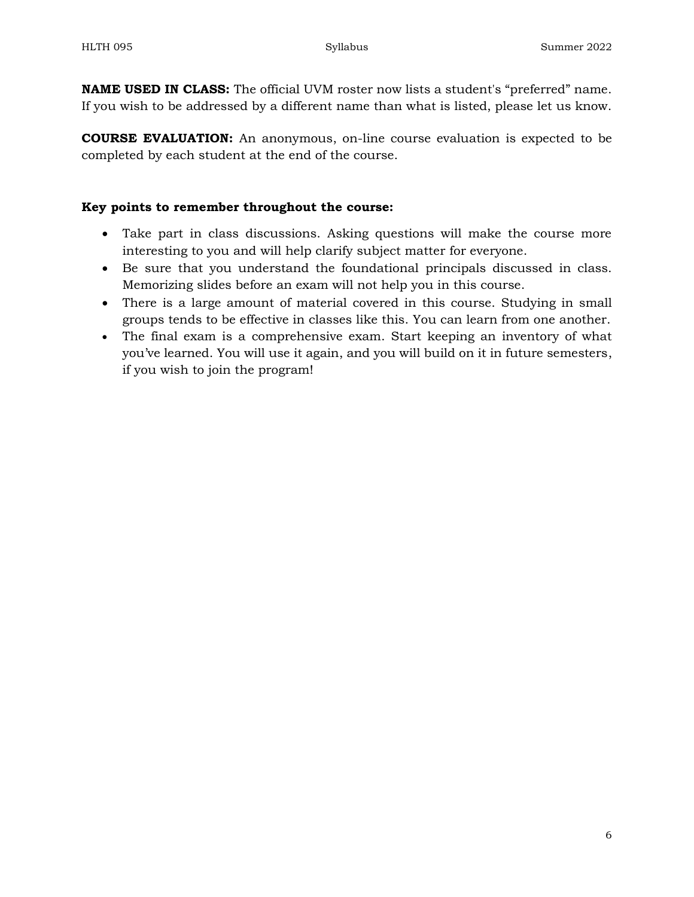**NAME USED IN CLASS:** The official UVM roster now lists a student's "preferred" name. If you wish to be addressed by a different name than what is listed, please let us know.

**COURSE EVALUATION:** An anonymous, on-line course evaluation is expected to be completed by each student at the end of the course.

**Key points to remember throughout the course:**

- Take part in class discussions. Asking questions will make the course more interesting to you and will help clarify subject matter for everyone.
- Be sure that you understand the foundational principals discussed in class. Memorizing slides before an exam will not help you in this course.
- There is a large amount of material covered in this course. Studying in small groups tends to be effective in classes like this. You can learn from one another.
- The final exam is a comprehensive exam. Start keeping an inventory of what you've learned. You will use it again, and you will build on it in future semesters, if you wish to join the program!